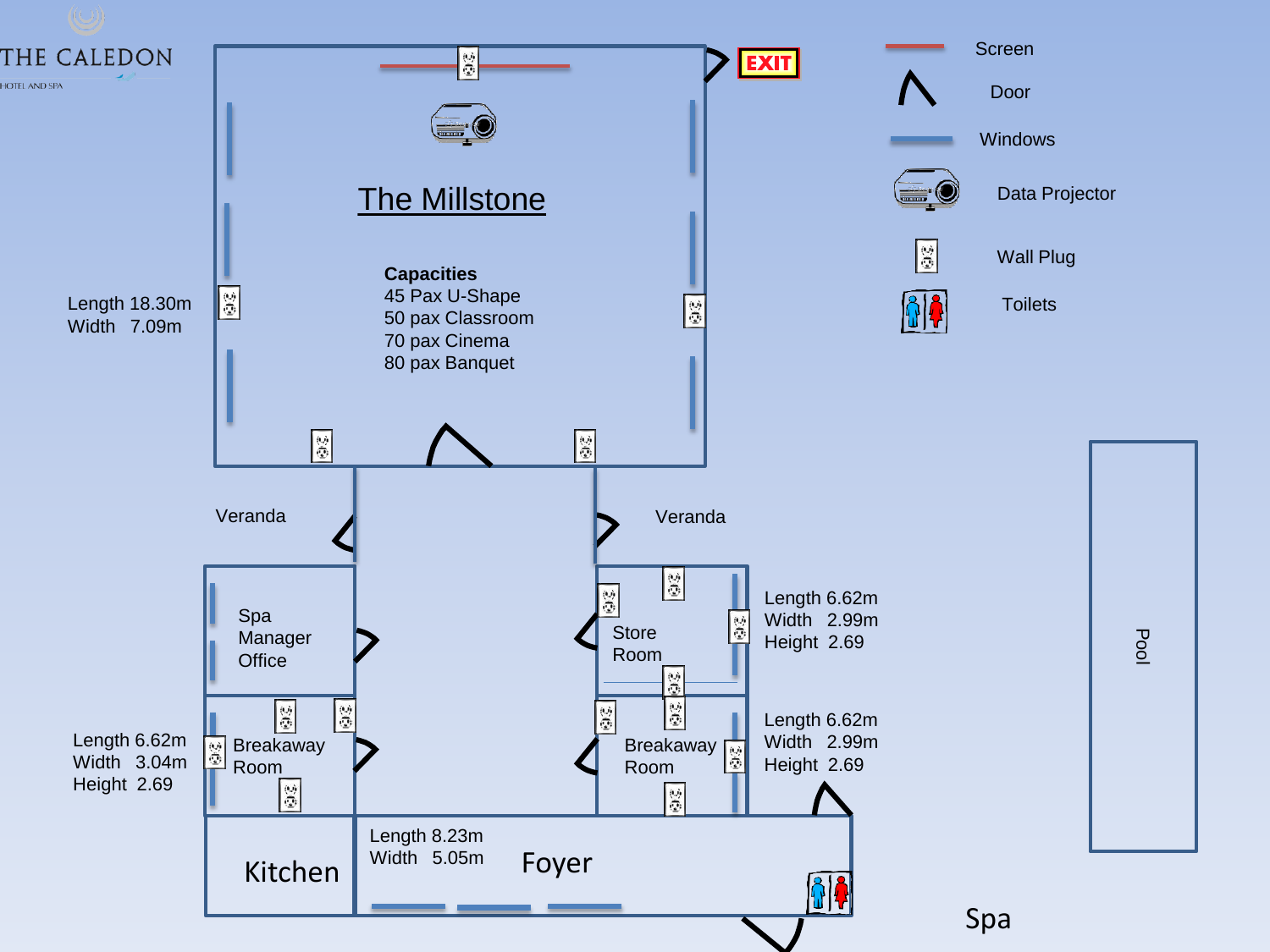THE CALEDON

HOTEL AND SPA

# The Millstone

Length 18.30m
Width 7.09m

**Capacities**
45 Pax U-Shape
50 pax Classroom
70 pax Cinema
80 pax Banquet

EXIT

Screen
Door
Windows
Data Projector
Wall Plug
Toilets

Veranda

Veranda

Spa Manager Office

Store Room

Length 6.62m
Width 2.99m
Height 2.69

Breakaway Room

Length 6.62m
Width 3.04m
Height 2.69

Breakaway Room

Length 6.62m
Width 2.99m
Height 2.69

Kitchen

Length 8.23m
Width 5.05m

Foyer

Pool

Spa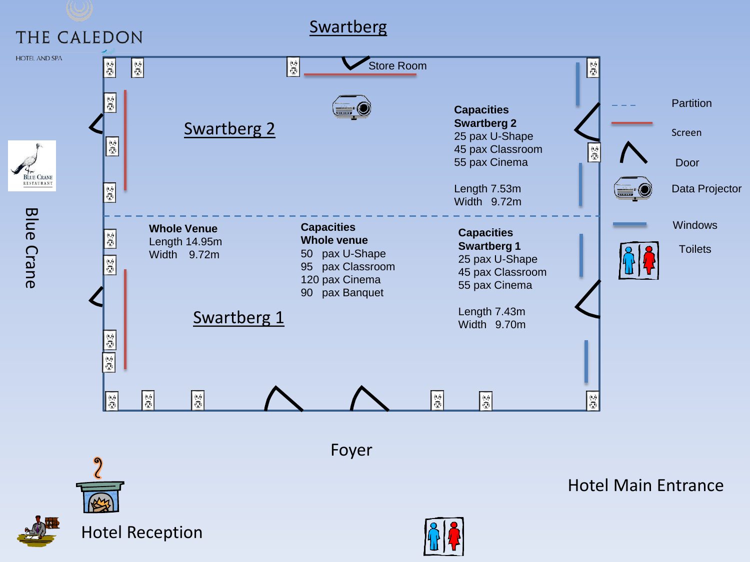THE CALEDON

HOTEL AND SPA

# Swartberg

Store Room

## Swartberg 2

**Capacities**
**Swartberg 2**
25 pax U-Shape
45 pax Classroom
55 pax Cinema

Length 7.53m
Width 9.72m

**Whole Venue**
Length 14.95m
Width 9.72m

**Capacities**
**Whole venue**
50 pax U-Shape
95 pax Classroom
120 pax Cinema
90 pax Banquet

**Capacities**
**Swartberg 1**
25 pax U-Shape
45 pax Classroom
55 pax Cinema

Length 7.43m
Width 9.70m

## Swartberg 1

Partition

Screen

Door

Data Projector

Windows

Toilets

Blue Crane Restaurant

Blue Crane

Foyer

Hotel Main Entrance

Hotel Reception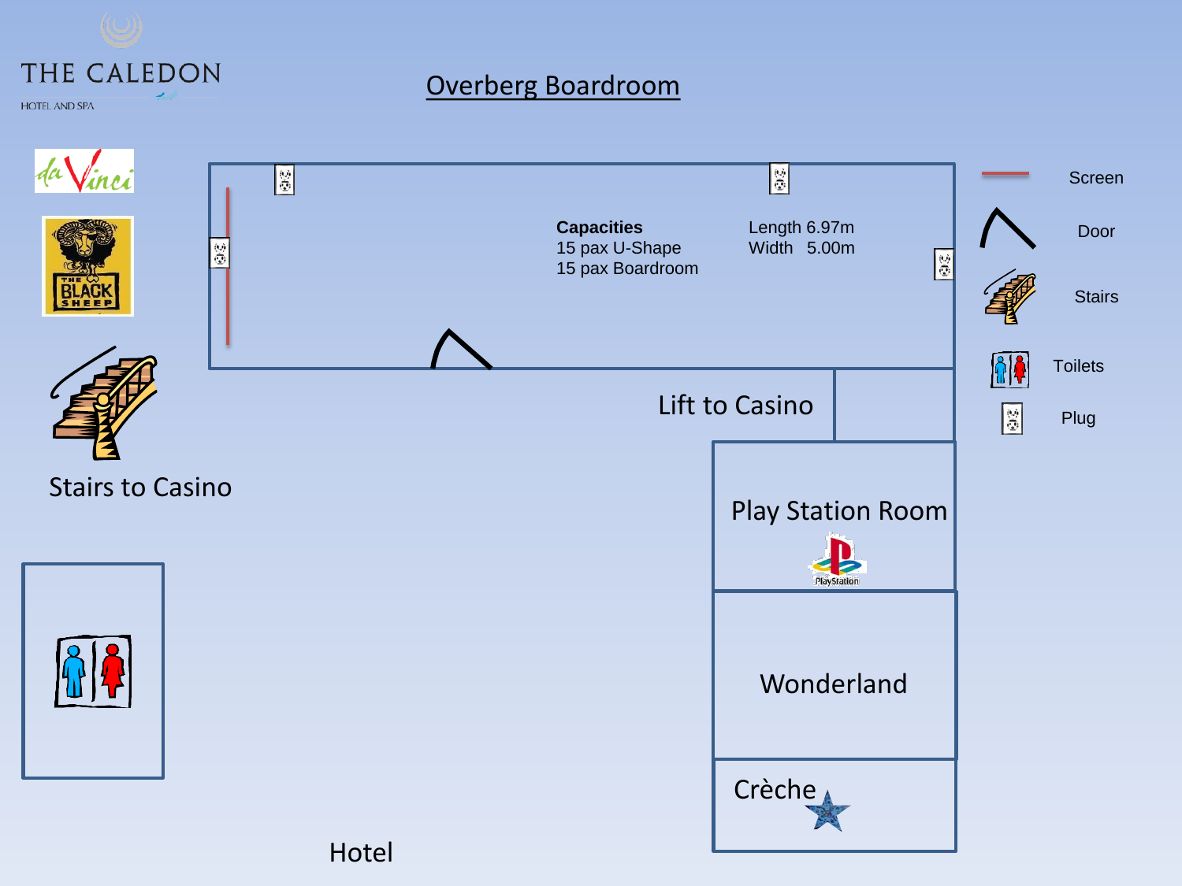THE CALEDON

HOTEL AND SPA

# Overberg Boardroom

**Capacities**
15 pax U-Shape
15 pax Boardroom

Length 6.97m
Width 5.00m

Screen

Door

Stairs

Toilets

Plug

Lift to Casino

Stairs to Casino

Play Station Room

Wonderland

Crèche

Hotel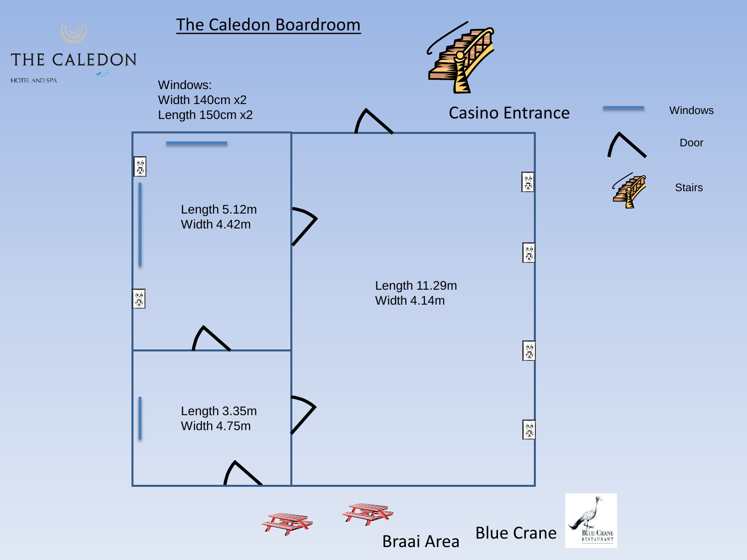THE CALEDON

HOTEL AND SPA

# The Caledon Boardroom

Windows:
Width 140cm x2
Length 150cm x2

Casino Entrance

Windows

Door

Stairs

Length 5.12m
Width 4.42m

Length 11.29m
Width 4.14m

Length 3.35m
Width 4.75m

Braai Area

Blue Crane

BLUE CRANE RESTAURANT